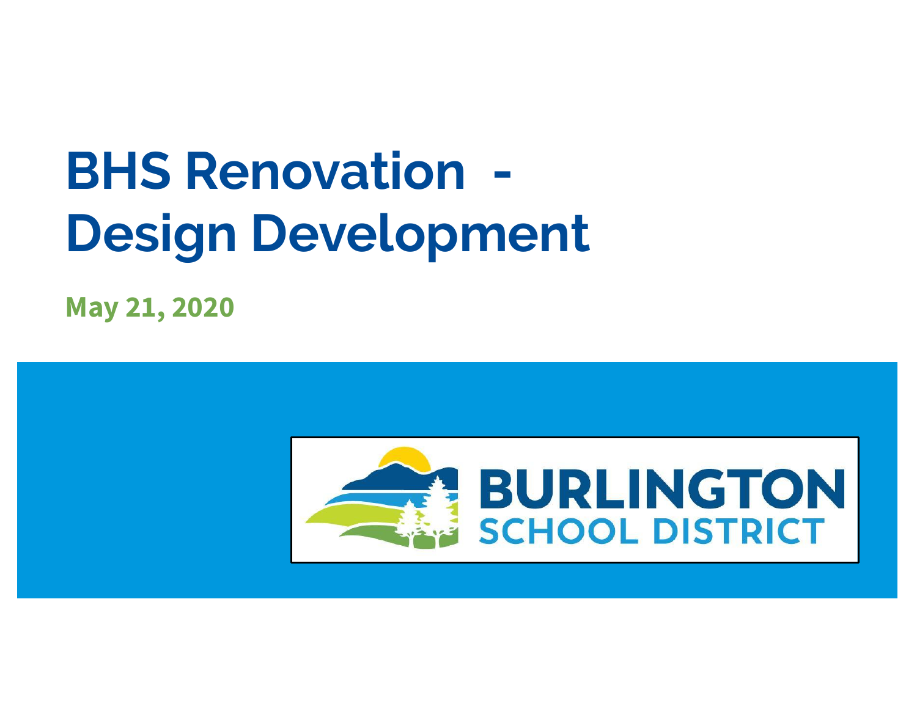# BHS Renovation - Design Development

**May 21, 2020**

BURLINGTON
SCHOOL DISTRICT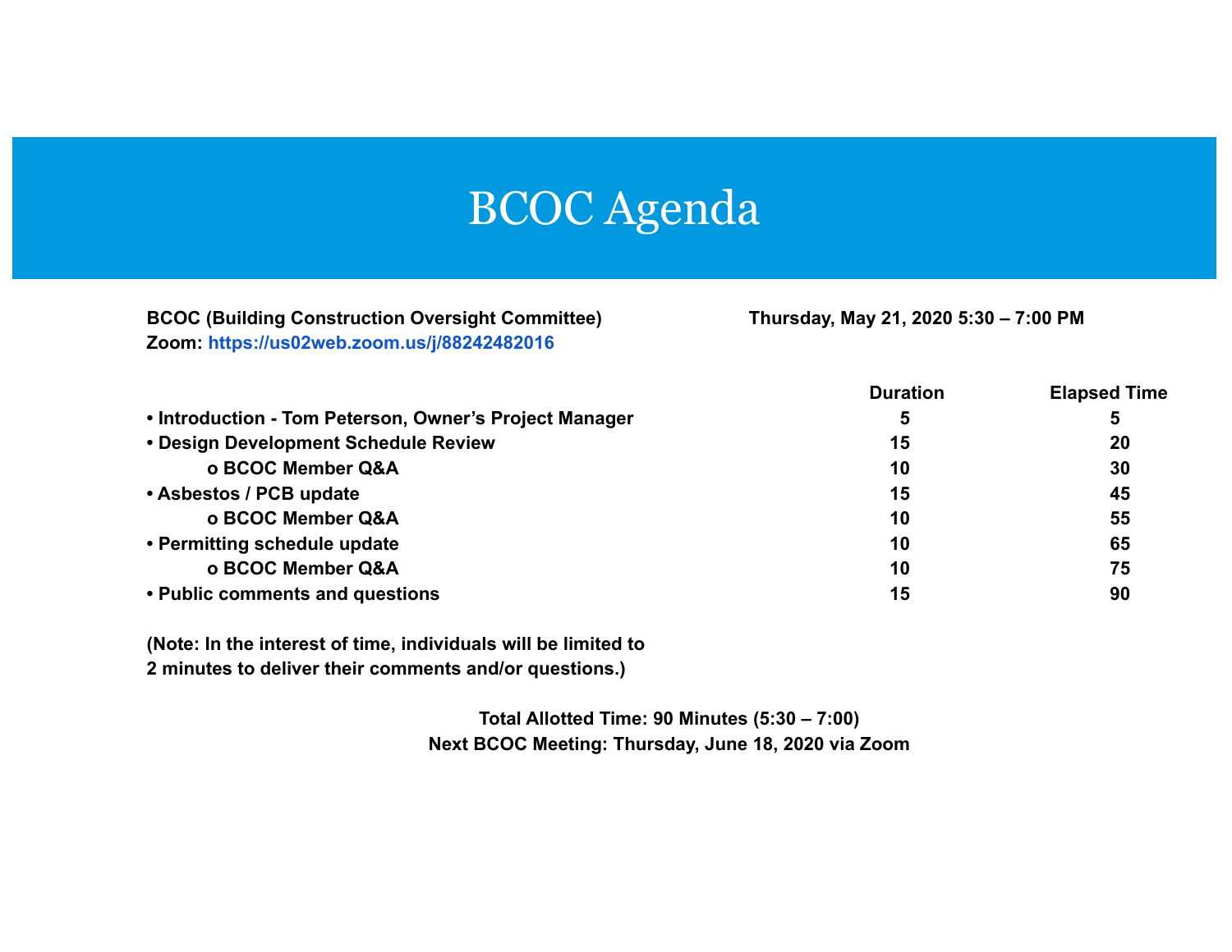# BCOC Agenda

**BCOC (Building Construction Oversight Committee)** **Thursday, May 21, 2020 5:30 – 7:00 PM**
**Zoom: https://us02web.zoom.us/j/88242482016**

| | Duration | Elapsed Time |
|---|---|---|
| • Introduction - Tom Peterson, Owner's Project Manager | 5 | 5 |
| • Design Development Schedule Review | 15 | 20 |
| o BCOC Member Q&A | 10 | 30 |
| • Asbestos / PCB update | 15 | 45 |
| o BCOC Member Q&A | 10 | 55 |
| • Permitting schedule update | 10 | 65 |
| o BCOC Member Q&A | 10 | 75 |
| • Public comments and questions | 15 | 90 |

**(Note: In the interest of time, individuals will be limited to 2 minutes to deliver their comments and/or questions.)**

**Total Allotted Time: 90 Minutes (5:30 – 7:00)**
**Next BCOC Meeting: Thursday, June 18, 2020 via Zoom**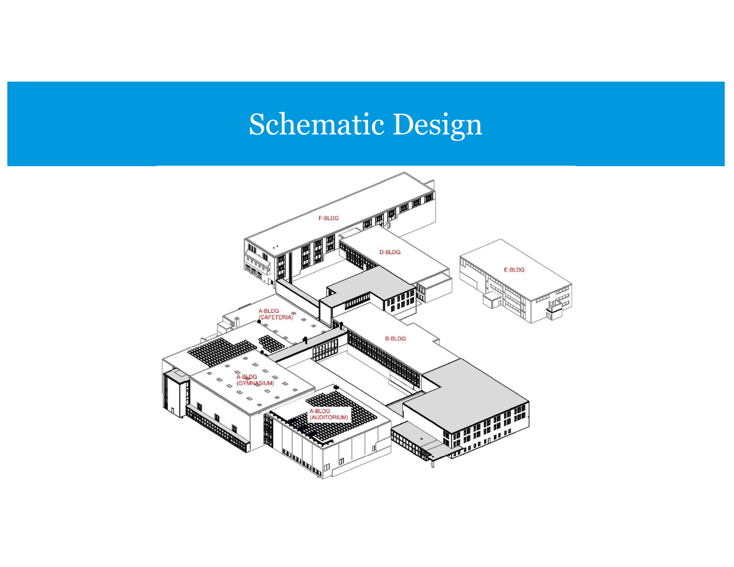# Schematic Design

F-BLDG

D-BLDG

E-BLDG

A-BLDG (CAFETERIA)

B-BLDG

A-BLDG (GYMNASIUM)

A-BLDG (AUDITORIUM)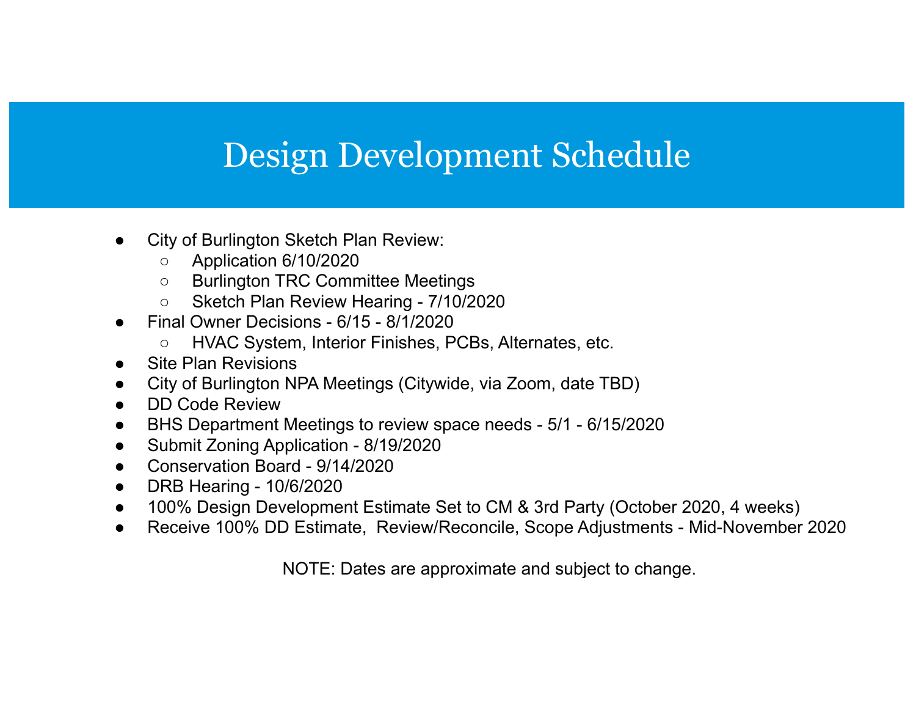# Design Development Schedule

- City of Burlington Sketch Plan Review:
  - Application 6/10/2020
  - Burlington TRC Committee Meetings
  - Sketch Plan Review Hearing - 7/10/2020
- Final Owner Decisions - 6/15 - 8/1/2020
  - HVAC System, Interior Finishes, PCBs, Alternates, etc.
- Site Plan Revisions
- City of Burlington NPA Meetings (Citywide, via Zoom, date TBD)
- DD Code Review
- BHS Department Meetings to review space needs - 5/1 - 6/15/2020
- Submit Zoning Application - 8/19/2020
- Conservation Board - 9/14/2020
- DRB Hearing - 10/6/2020
- 100% Design Development Estimate Set to CM & 3rd Party (October 2020, 4 weeks)
- Receive 100% DD Estimate, Review/Reconcile, Scope Adjustments - Mid-November 2020

NOTE: Dates are approximate and subject to change.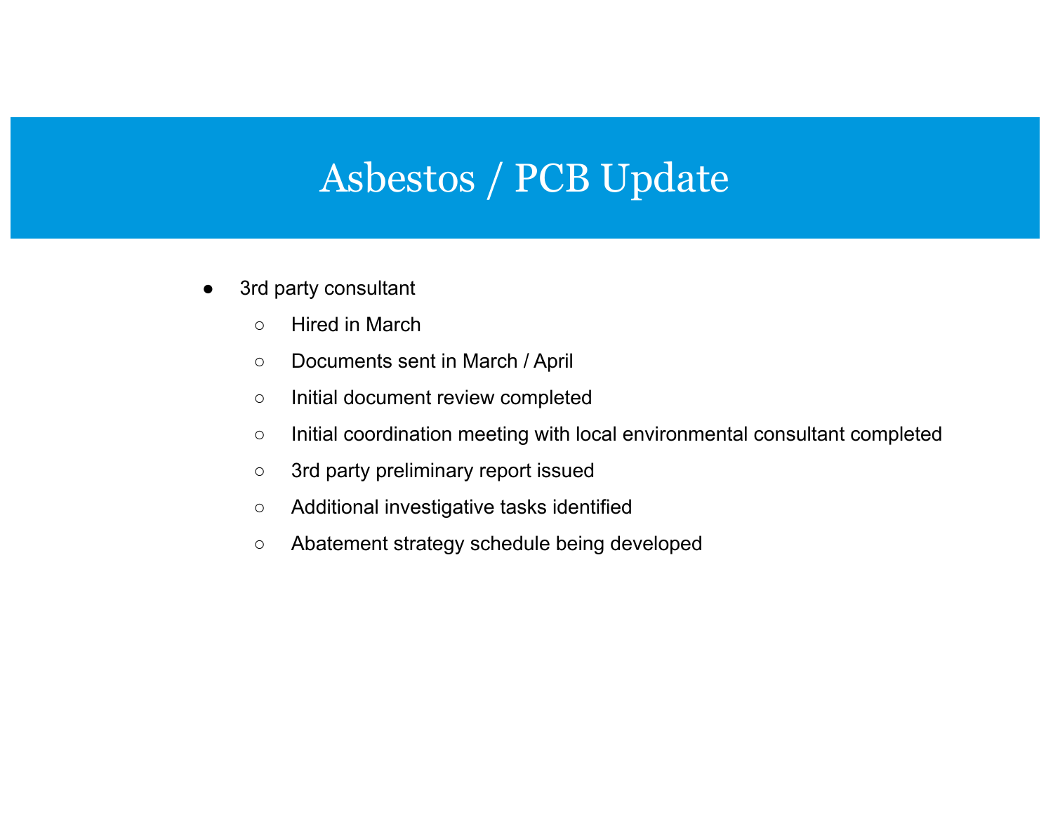# Asbestos / PCB Update

- 3rd party consultant
  - Hired in March
  - Documents sent in March / April
  - Initial document review completed
  - Initial coordination meeting with local environmental consultant completed
  - 3rd party preliminary report issued
  - Additional investigative tasks identified
  - Abatement strategy schedule being developed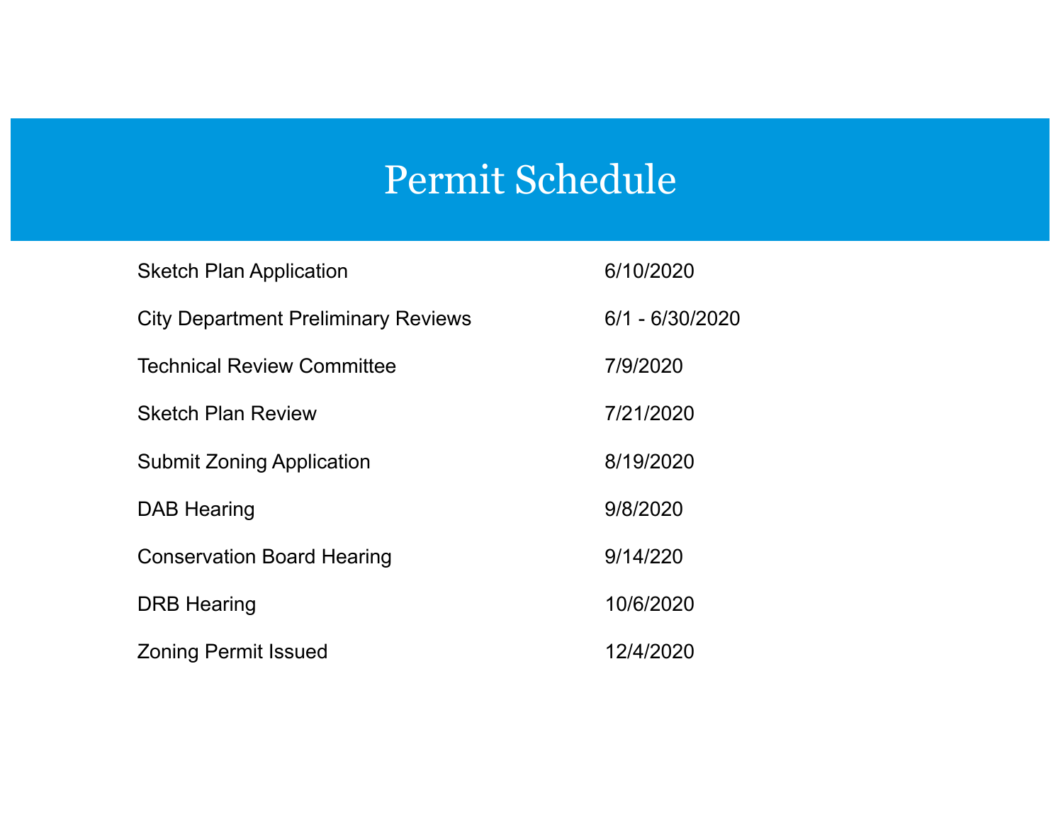# Permit Schedule

| | |
|---|---|
| Sketch Plan Application | 6/10/2020 |
| City Department Preliminary Reviews | 6/1 - 6/30/2020 |
| Technical Review Committee | 7/9/2020 |
| Sketch Plan Review | 7/21/2020 |
| Submit Zoning Application | 8/19/2020 |
| DAB Hearing | 9/8/2020 |
| Conservation Board Hearing | 9/14/220 |
| DRB Hearing | 10/6/2020 |
| Zoning Permit Issued | 12/4/2020 |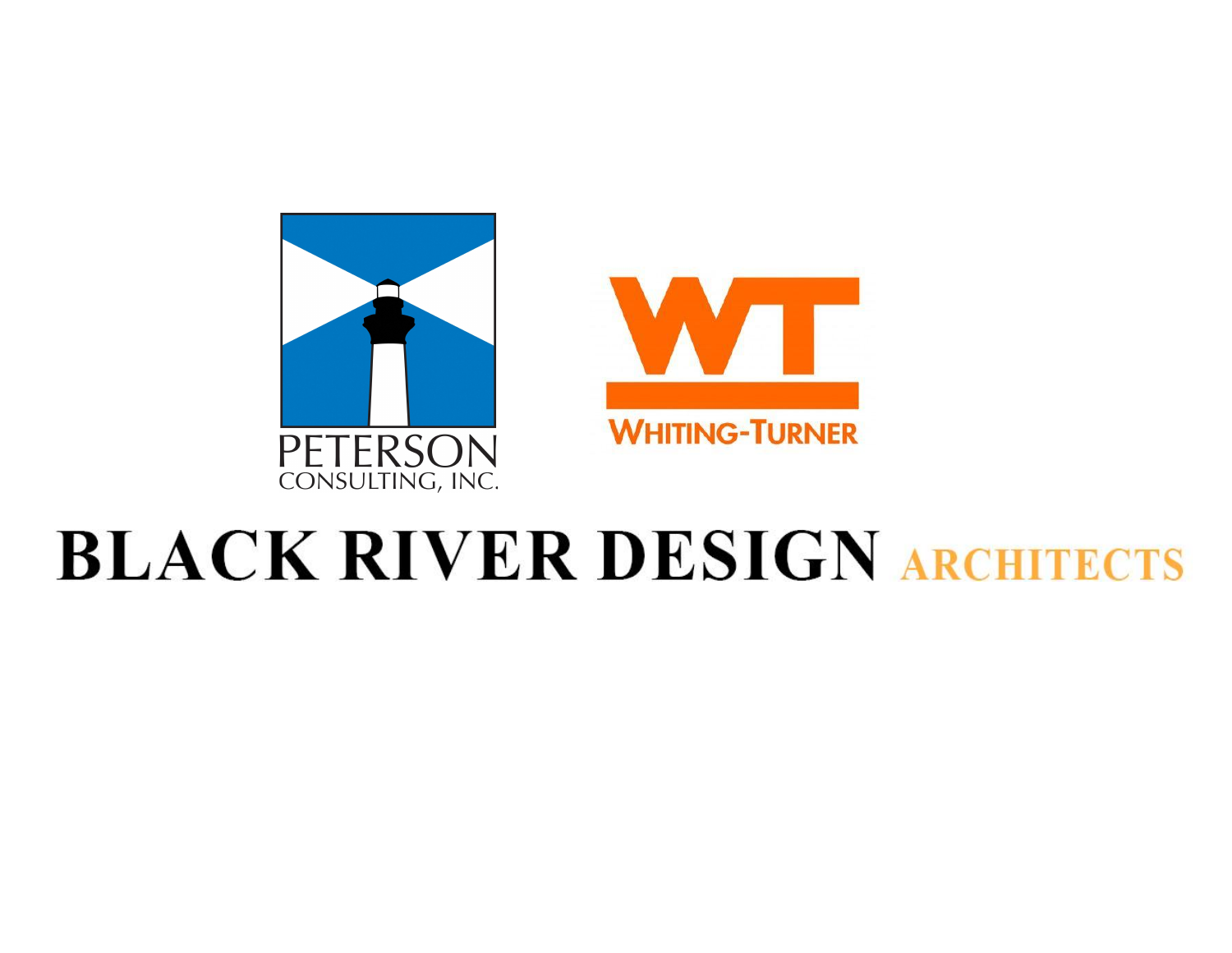PETERSON
CONSULTING, INC.

WHITING-TURNER

BLACK RIVER DESIGN ARCHITECTS